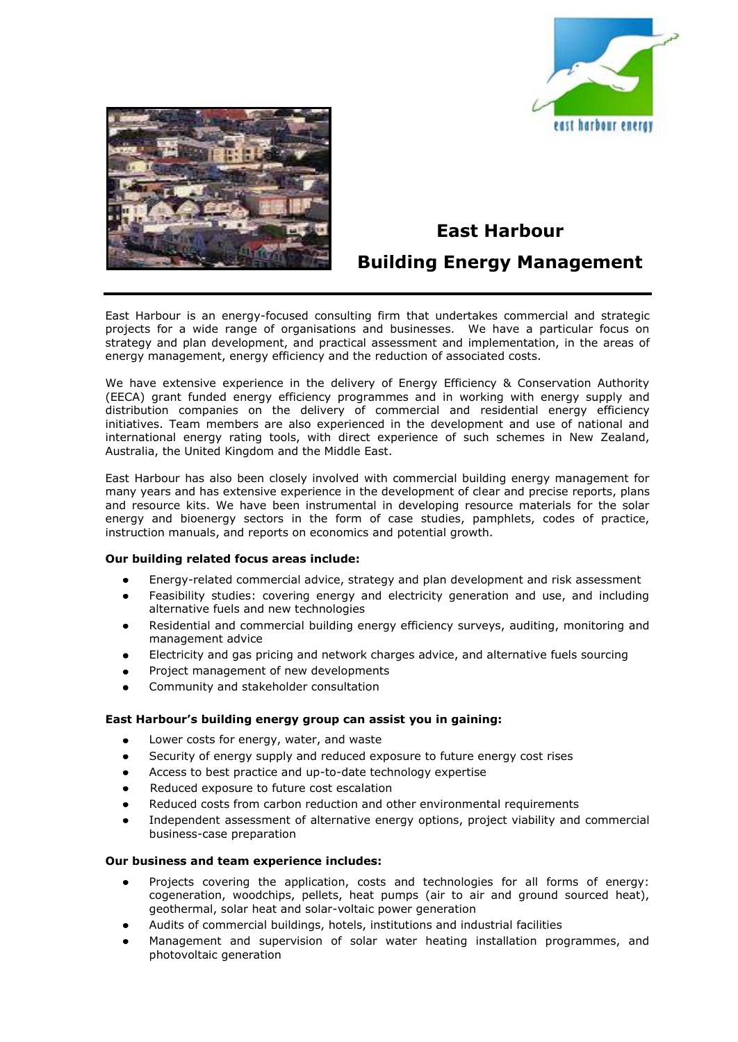# East Harbour Building Energy Management

East Harbour is an energy-focused consulting firm that undertakes commercial and strategic projects for a wide range of organisations and businesses. We have a particular focus on strategy and plan development, and practical assessment and implementation, in the areas of energy management, energy efficiency and the reduction of associated costs.

We have extensive experience in the delivery of Energy Efficiency & Conservation Authority (EECA) grant funded energy efficiency programmes and in working with energy supply and distribution companies on the delivery of commercial and residential energy efficiency initiatives. Team members are also experienced in the development and use of national and international energy rating tools, with direct experience of such schemes in New Zealand, Australia, the United Kingdom and the Middle East.

East Harbour has also been closely involved with commercial building energy management for many years and has extensive experience in the development of clear and precise reports, plans and resource kits. We have been instrumental in developing resource materials for the solar energy and bioenergy sectors in the form of case studies, pamphlets, codes of practice, instruction manuals, and reports on economics and potential growth.

**Our building related focus areas include:**

- Energy-related commercial advice, strategy and plan development and risk assessment
- Feasibility studies: covering energy and electricity generation and use, and including alternative fuels and new technologies
- Residential and commercial building energy efficiency surveys, auditing, monitoring and management advice
- Electricity and gas pricing and network charges advice, and alternative fuels sourcing
- Project management of new developments
- Community and stakeholder consultation

**East Harbour's building energy group can assist you in gaining:**

- Lower costs for energy, water, and waste
- Security of energy supply and reduced exposure to future energy cost rises
- Access to best practice and up-to-date technology expertise
- Reduced exposure to future cost escalation
- Reduced costs from carbon reduction and other environmental requirements
- Independent assessment of alternative energy options, project viability and commercial business-case preparation

**Our business and team experience includes:**

- Projects covering the application, costs and technologies for all forms of energy: cogeneration, woodchips, pellets, heat pumps (air to air and ground sourced heat), geothermal, solar heat and solar-voltaic power generation
- Audits of commercial buildings, hotels, institutions and industrial facilities
- Management and supervision of solar water heating installation programmes, and photovoltaic generation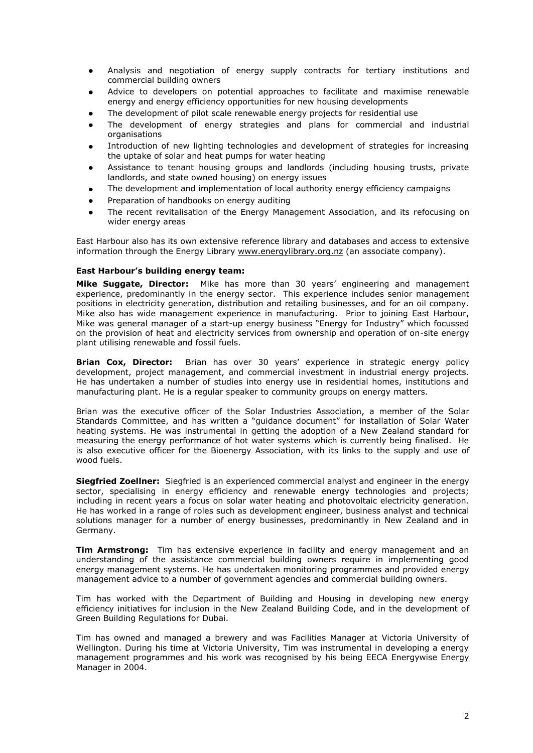- Analysis and negotiation of energy supply contracts for tertiary institutions and commercial building owners
- Advice to developers on potential approaches to facilitate and maximise renewable energy and energy efficiency opportunities for new housing developments
- The development of pilot scale renewable energy projects for residential use
- The development of energy strategies and plans for commercial and industrial organisations
- Introduction of new lighting technologies and development of strategies for increasing the uptake of solar and heat pumps for water heating
- Assistance to tenant housing groups and landlords (including housing trusts, private landlords, and state owned housing) on energy issues
- The development and implementation of local authority energy efficiency campaigns
- Preparation of handbooks on energy auditing
- The recent revitalisation of the Energy Management Association, and its refocusing on wider energy areas

East Harbour also has its own extensive reference library and databases and access to extensive information through the Energy Library www.energylibrary.org.nz (an associate company).

**East Harbour's building energy team:**

**Mike Suggate, Director:** Mike has more than 30 years' engineering and management experience, predominantly in the energy sector. This experience includes senior management positions in electricity generation, distribution and retailing businesses, and for an oil company. Mike also has wide management experience in manufacturing. Prior to joining East Harbour, Mike was general manager of a start-up energy business "Energy for Industry" which focussed on the provision of heat and electricity services from ownership and operation of on-site energy plant utilising renewable and fossil fuels.

**Brian Cox, Director:** Brian has over 30 years' experience in strategic energy policy development, project management, and commercial investment in industrial energy projects. He has undertaken a number of studies into energy use in residential homes, institutions and manufacturing plant. He is a regular speaker to community groups on energy matters.

Brian was the executive officer of the Solar Industries Association, a member of the Solar Standards Committee, and has written a "guidance document" for installation of Solar Water heating systems. He was instrumental in getting the adoption of a New Zealand standard for measuring the energy performance of hot water systems which is currently being finalised. He is also executive officer for the Bioenergy Association, with its links to the supply and use of wood fuels.

**Siegfried Zoellner:** Siegfried is an experienced commercial analyst and engineer in the energy sector, specialising in energy efficiency and renewable energy technologies and projects; including in recent years a focus on solar water heating and photovoltaic electricity generation. He has worked in a range of roles such as development engineer, business analyst and technical solutions manager for a number of energy businesses, predominantly in New Zealand and in Germany.

**Tim Armstrong:** Tim has extensive experience in facility and energy management and an understanding of the assistance commercial building owners require in implementing good energy management systems. He has undertaken monitoring programmes and provided energy management advice to a number of government agencies and commercial building owners.

Tim has worked with the Department of Building and Housing in developing new energy efficiency initiatives for inclusion in the New Zealand Building Code, and in the development of Green Building Regulations for Dubai.

Tim has owned and managed a brewery and was Facilities Manager at Victoria University of Wellington. During his time at Victoria University, Tim was instrumental in developing a energy management programmes and his work was recognised by his being EECA Energywise Energy Manager in 2004.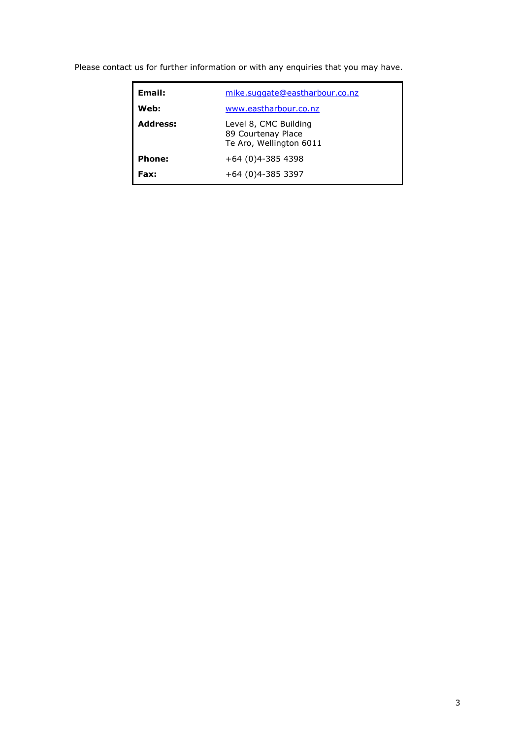Please contact us for further information or with any enquiries that you may have.

| | |
|---|---|
| **Email:** | mike.suggate@eastharbour.co.nz |
| **Web:** | www.eastharbour.co.nz |
| **Address:** | Level 8, CMC Building<br>89 Courtenay Place<br>Te Aro, Wellington 6011 |
| **Phone:** | +64 (0)4-385 4398 |
| **Fax:** | +64 (0)4-385 3397 |